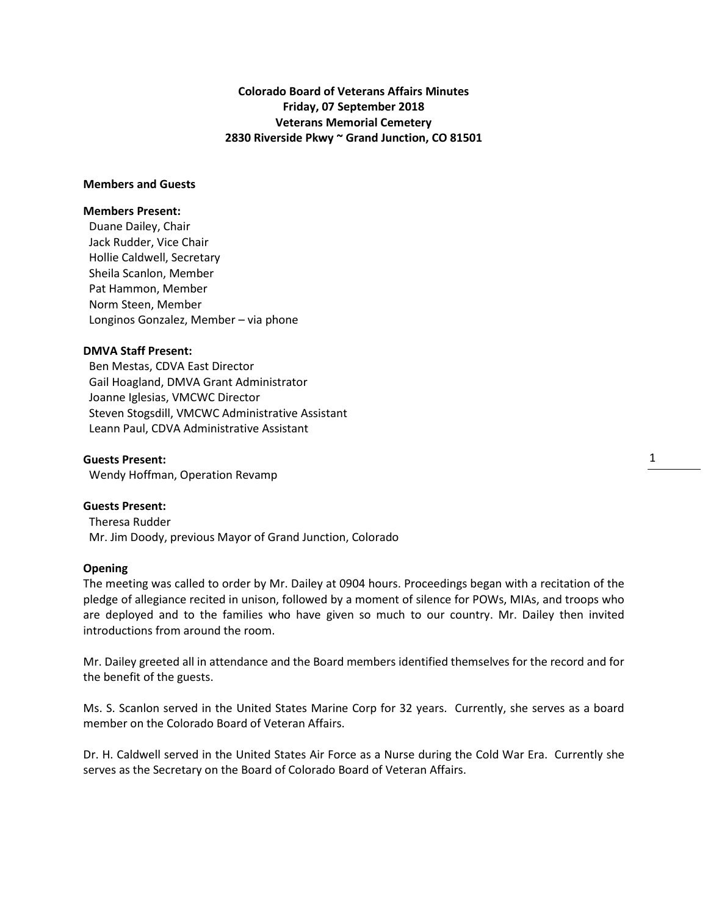**Colorado Board of Veterans Affairs Minutes**
**Friday, 07 September 2018**
**Veterans Memorial Cemetery**
**2830 Riverside Pkwy ~ Grand Junction, CO 81501**

**Members and Guests**

**Members Present:**
Duane Dailey, Chair
Jack Rudder, Vice Chair
Hollie Caldwell, Secretary
Sheila Scanlon, Member
Pat Hammon, Member
Norm Steen, Member
Longinos Gonzalez, Member – via phone

**DMVA Staff Present:**
Ben Mestas, CDVA East Director
Gail Hoagland, DMVA Grant Administrator
Joanne Iglesias, VMCWC Director
Steven Stogsdill, VMCWC Administrative Assistant
Leann Paul, CDVA Administrative Assistant

**Guests Present:**
Wendy Hoffman, Operation Revamp

**Guests Present:**
Theresa Rudder
Mr. Jim Doody, previous Mayor of Grand Junction, Colorado

**Opening**

The meeting was called to order by Mr. Dailey at 0904 hours. Proceedings began with a recitation of the pledge of allegiance recited in unison, followed by a moment of silence for POWs, MIAs, and troops who are deployed and to the families who have given so much to our country. Mr. Dailey then invited introductions from around the room.

Mr. Dailey greeted all in attendance and the Board members identified themselves for the record and for the benefit of the guests.

Ms. S. Scanlon served in the United States Marine Corp for 32 years. Currently, she serves as a board member on the Colorado Board of Veteran Affairs.

Dr. H. Caldwell served in the United States Air Force as a Nurse during the Cold War Era. Currently she serves as the Secretary on the Board of Colorado Board of Veteran Affairs.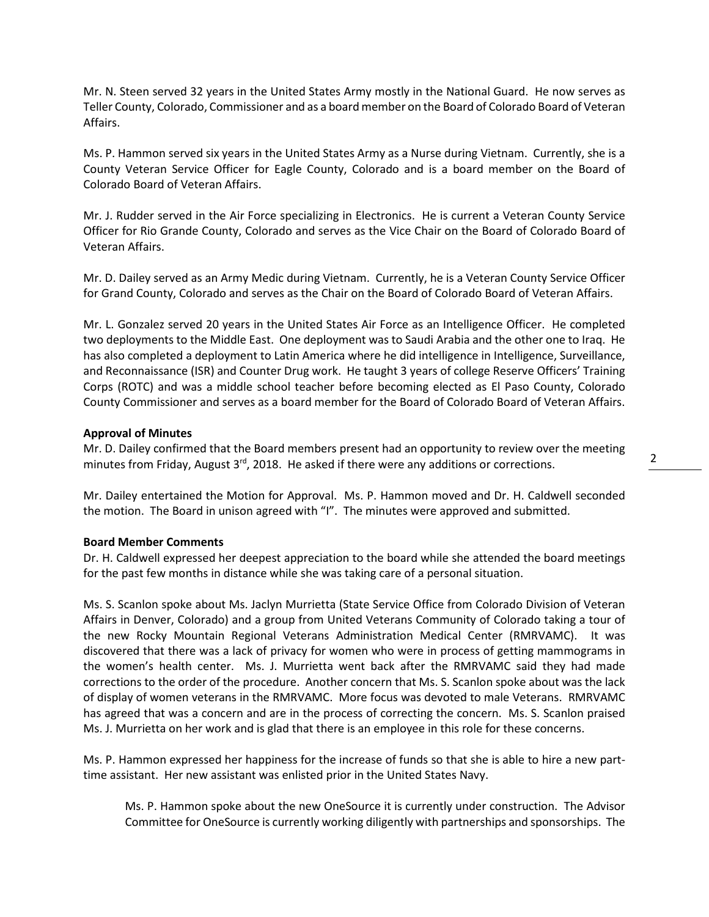Mr. N. Steen served 32 years in the United States Army mostly in the National Guard. He now serves as Teller County, Colorado, Commissioner and as a board member on the Board of Colorado Board of Veteran Affairs.

Ms. P. Hammon served six years in the United States Army as a Nurse during Vietnam. Currently, she is a County Veteran Service Officer for Eagle County, Colorado and is a board member on the Board of Colorado Board of Veteran Affairs.

Mr. J. Rudder served in the Air Force specializing in Electronics. He is current a Veteran County Service Officer for Rio Grande County, Colorado and serves as the Vice Chair on the Board of Colorado Board of Veteran Affairs.

Mr. D. Dailey served as an Army Medic during Vietnam. Currently, he is a Veteran County Service Officer for Grand County, Colorado and serves as the Chair on the Board of Colorado Board of Veteran Affairs.

Mr. L. Gonzalez served 20 years in the United States Air Force as an Intelligence Officer. He completed two deployments to the Middle East. One deployment was to Saudi Arabia and the other one to Iraq. He has also completed a deployment to Latin America where he did intelligence in Intelligence, Surveillance, and Reconnaissance (ISR) and Counter Drug work. He taught 3 years of college Reserve Officers' Training Corps (ROTC) and was a middle school teacher before becoming elected as El Paso County, Colorado County Commissioner and serves as a board member for the Board of Colorado Board of Veteran Affairs.

**Approval of Minutes**
Mr. D. Dailey confirmed that the Board members present had an opportunity to review over the meeting minutes from Friday, August 3rd, 2018. He asked if there were any additions or corrections.

Mr. Dailey entertained the Motion for Approval. Ms. P. Hammon moved and Dr. H. Caldwell seconded the motion. The Board in unison agreed with "I". The minutes were approved and submitted.

**Board Member Comments**
Dr. H. Caldwell expressed her deepest appreciation to the board while she attended the board meetings for the past few months in distance while she was taking care of a personal situation.

Ms. S. Scanlon spoke about Ms. Jaclyn Murrietta (State Service Office from Colorado Division of Veteran Affairs in Denver, Colorado) and a group from United Veterans Community of Colorado taking a tour of the new Rocky Mountain Regional Veterans Administration Medical Center (RMRVAMC). It was discovered that there was a lack of privacy for women who were in process of getting mammograms in the women's health center. Ms. J. Murrietta went back after the RMRVAMC said they had made corrections to the order of the procedure. Another concern that Ms. S. Scanlon spoke about was the lack of display of women veterans in the RMRVAMC. More focus was devoted to male Veterans. RMRVAMC has agreed that was a concern and are in the process of correcting the concern. Ms. S. Scanlon praised Ms. J. Murrietta on her work and is glad that there is an employee in this role for these concerns.

Ms. P. Hammon expressed her happiness for the increase of funds so that she is able to hire a new part-time assistant. Her new assistant was enlisted prior in the United States Navy.

> Ms. P. Hammon spoke about the new OneSource it is currently under construction. The Advisor Committee for OneSource is currently working diligently with partnerships and sponsorships. The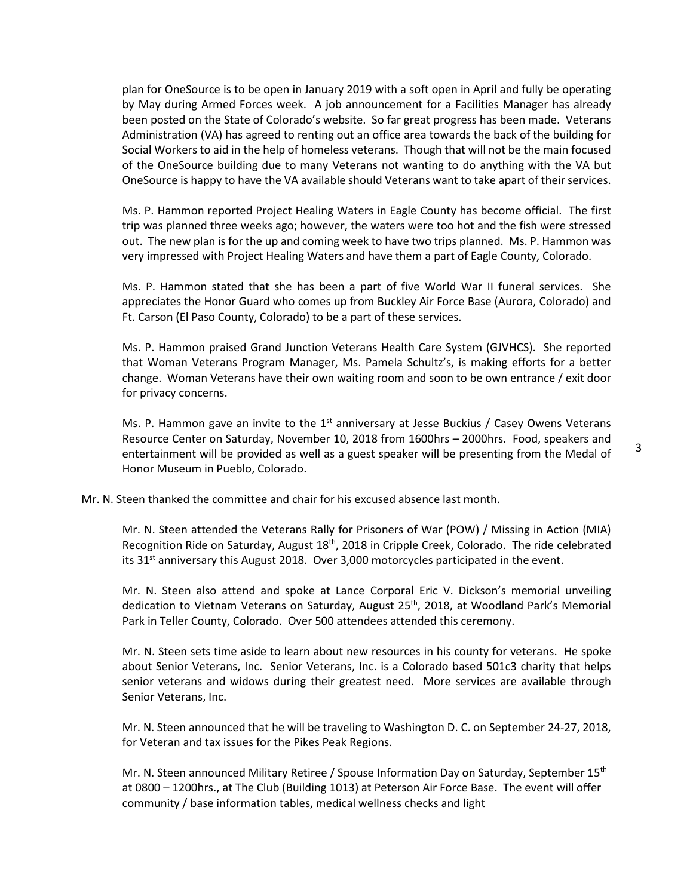plan for OneSource is to be open in January 2019 with a soft open in April and fully be operating by May during Armed Forces week. A job announcement for a Facilities Manager has already been posted on the State of Colorado's website. So far great progress has been made. Veterans Administration (VA) has agreed to renting out an office area towards the back of the building for Social Workers to aid in the help of homeless veterans. Though that will not be the main focused of the OneSource building due to many Veterans not wanting to do anything with the VA but OneSource is happy to have the VA available should Veterans want to take apart of their services.

Ms. P. Hammon reported Project Healing Waters in Eagle County has become official. The first trip was planned three weeks ago; however, the waters were too hot and the fish were stressed out. The new plan is for the up and coming week to have two trips planned. Ms. P. Hammon was very impressed with Project Healing Waters and have them a part of Eagle County, Colorado.

Ms. P. Hammon stated that she has been a part of five World War II funeral services. She appreciates the Honor Guard who comes up from Buckley Air Force Base (Aurora, Colorado) and Ft. Carson (El Paso County, Colorado) to be a part of these services.

Ms. P. Hammon praised Grand Junction Veterans Health Care System (GJVHCS). She reported that Woman Veterans Program Manager, Ms. Pamela Schultz's, is making efforts for a better change. Woman Veterans have their own waiting room and soon to be own entrance / exit door for privacy concerns.

Ms. P. Hammon gave an invite to the 1st anniversary at Jesse Buckius / Casey Owens Veterans Resource Center on Saturday, November 10, 2018 from 1600hrs – 2000hrs. Food, speakers and entertainment will be provided as well as a guest speaker will be presenting from the Medal of Honor Museum in Pueblo, Colorado.

Mr. N. Steen thanked the committee and chair for his excused absence last month.

Mr. N. Steen attended the Veterans Rally for Prisoners of War (POW) / Missing in Action (MIA) Recognition Ride on Saturday, August 18th, 2018 in Cripple Creek, Colorado. The ride celebrated its 31st anniversary this August 2018. Over 3,000 motorcycles participated in the event.

Mr. N. Steen also attend and spoke at Lance Corporal Eric V. Dickson's memorial unveiling dedication to Vietnam Veterans on Saturday, August 25th, 2018, at Woodland Park's Memorial Park in Teller County, Colorado. Over 500 attendees attended this ceremony.

Mr. N. Steen sets time aside to learn about new resources in his county for veterans. He spoke about Senior Veterans, Inc. Senior Veterans, Inc. is a Colorado based 501c3 charity that helps senior veterans and widows during their greatest need. More services are available through Senior Veterans, Inc.

Mr. N. Steen announced that he will be traveling to Washington D. C. on September 24-27, 2018, for Veteran and tax issues for the Pikes Peak Regions.

Mr. N. Steen announced Military Retiree / Spouse Information Day on Saturday, September 15th at 0800 – 1200hrs., at The Club (Building 1013) at Peterson Air Force Base. The event will offer community / base information tables, medical wellness checks and light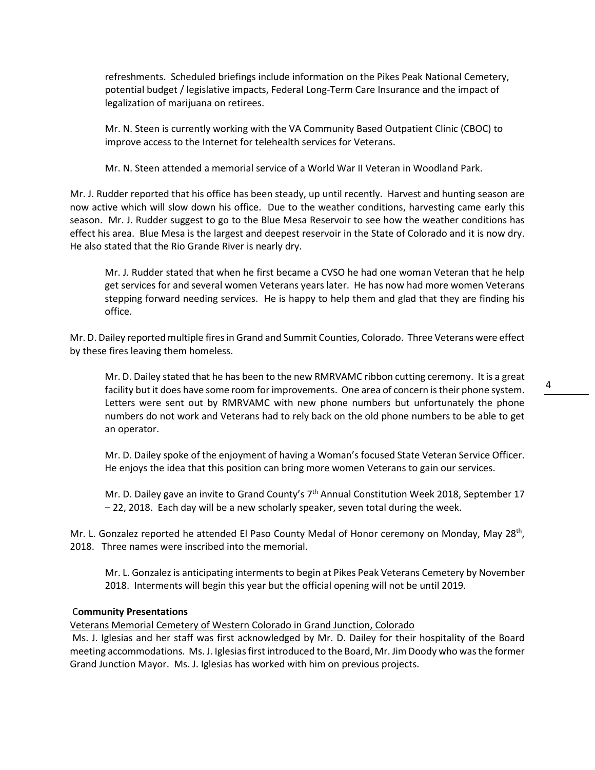refreshments. Scheduled briefings include information on the Pikes Peak National Cemetery, potential budget / legislative impacts, Federal Long-Term Care Insurance and the impact of legalization of marijuana on retirees.

Mr. N. Steen is currently working with the VA Community Based Outpatient Clinic (CBOC) to improve access to the Internet for telehealth services for Veterans.

Mr. N. Steen attended a memorial service of a World War II Veteran in Woodland Park.

Mr. J. Rudder reported that his office has been steady, up until recently. Harvest and hunting season are now active which will slow down his office. Due to the weather conditions, harvesting came early this season. Mr. J. Rudder suggest to go to the Blue Mesa Reservoir to see how the weather conditions has effect his area. Blue Mesa is the largest and deepest reservoir in the State of Colorado and it is now dry. He also stated that the Rio Grande River is nearly dry.

Mr. J. Rudder stated that when he first became a CVSO he had one woman Veteran that he help get services for and several women Veterans years later. He has now had more women Veterans stepping forward needing services. He is happy to help them and glad that they are finding his office.

Mr. D. Dailey reported multiple fires in Grand and Summit Counties, Colorado. Three Veterans were effect by these fires leaving them homeless.

Mr. D. Dailey stated that he has been to the new RMRVAMC ribbon cutting ceremony. It is a great facility but it does have some room for improvements. One area of concern is their phone system. Letters were sent out by RMRVAMC with new phone numbers but unfortunately the phone numbers do not work and Veterans had to rely back on the old phone numbers to be able to get an operator.

Mr. D. Dailey spoke of the enjoyment of having a Woman's focused State Veteran Service Officer. He enjoys the idea that this position can bring more women Veterans to gain our services.

Mr. D. Dailey gave an invite to Grand County's 7th Annual Constitution Week 2018, September 17 – 22, 2018. Each day will be a new scholarly speaker, seven total during the week.

Mr. L. Gonzalez reported he attended El Paso County Medal of Honor ceremony on Monday, May 28th, 2018. Three names were inscribed into the memorial.

Mr. L. Gonzalez is anticipating interments to begin at Pikes Peak Veterans Cemetery by November 2018. Interments will begin this year but the official opening will not be until 2019.

**Community Presentations**

Veterans Memorial Cemetery of Western Colorado in Grand Junction, Colorado

Ms. J. Iglesias and her staff was first acknowledged by Mr. D. Dailey for their hospitality of the Board meeting accommodations. Ms. J. Iglesias first introduced to the Board, Mr. Jim Doody who was the former Grand Junction Mayor. Ms. J. Iglesias has worked with him on previous projects.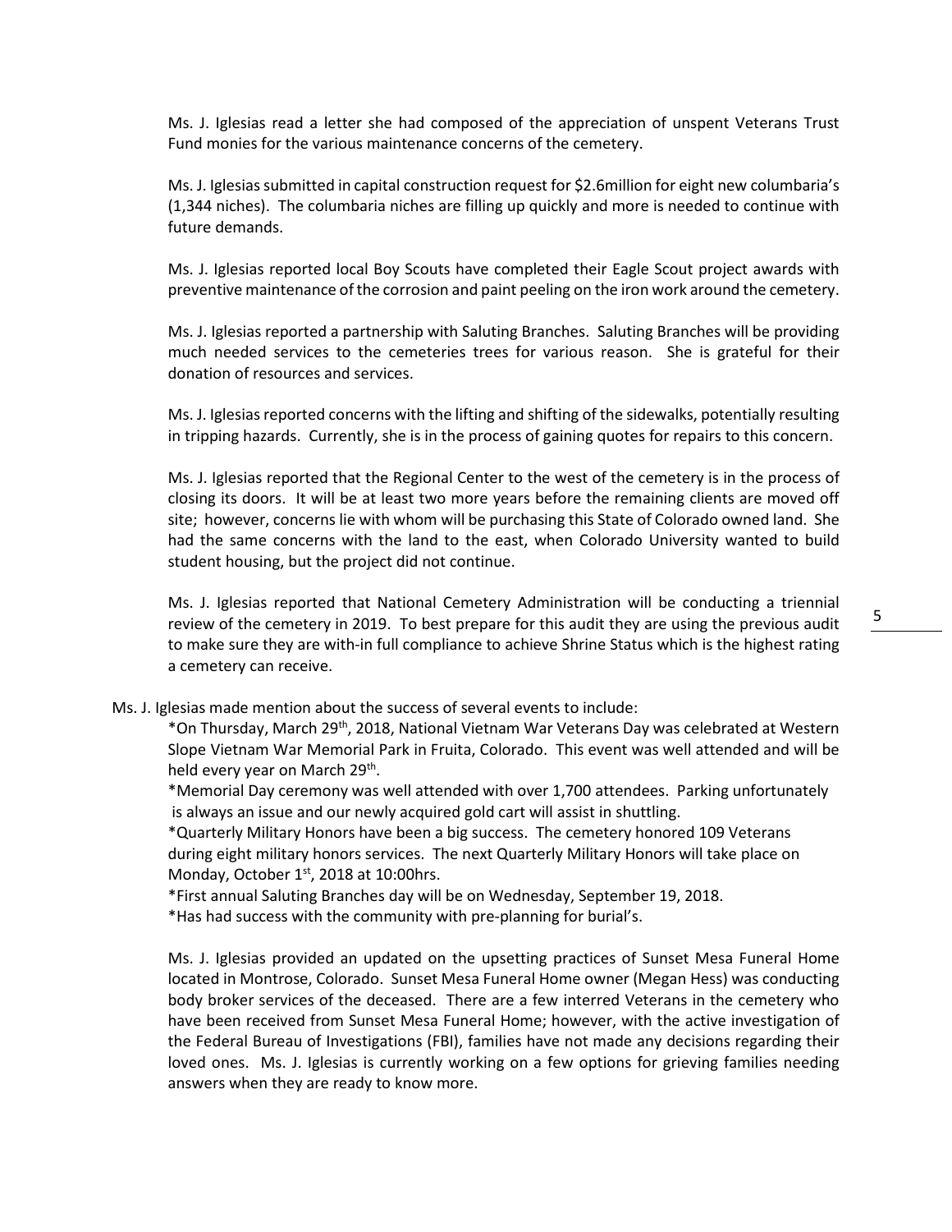Ms. J. Iglesias read a letter she had composed of the appreciation of unspent Veterans Trust Fund monies for the various maintenance concerns of the cemetery.

Ms. J. Iglesias submitted in capital construction request for \$2.6million for eight new columbaria's (1,344 niches). The columbaria niches are filling up quickly and more is needed to continue with future demands.

Ms. J. Iglesias reported local Boy Scouts have completed their Eagle Scout project awards with preventive maintenance of the corrosion and paint peeling on the iron work around the cemetery.

Ms. J. Iglesias reported a partnership with Saluting Branches. Saluting Branches will be providing much needed services to the cemeteries trees for various reason. She is grateful for their donation of resources and services.

Ms. J. Iglesias reported concerns with the lifting and shifting of the sidewalks, potentially resulting in tripping hazards. Currently, she is in the process of gaining quotes for repairs to this concern.

Ms. J. Iglesias reported that the Regional Center to the west of the cemetery is in the process of closing its doors. It will be at least two more years before the remaining clients are moved off site; however, concerns lie with whom will be purchasing this State of Colorado owned land. She had the same concerns with the land to the east, when Colorado University wanted to build student housing, but the project did not continue.

Ms. J. Iglesias reported that National Cemetery Administration will be conducting a triennial review of the cemetery in 2019. To best prepare for this audit they are using the previous audit to make sure they are with-in full compliance to achieve Shrine Status which is the highest rating a cemetery can receive.

Ms. J. Iglesias made mention about the success of several events to include:

*On Thursday, March 29th, 2018, National Vietnam War Veterans Day was celebrated at Western Slope Vietnam War Memorial Park in Fruita, Colorado. This event was well attended and will be held every year on March 29th.

*Memorial Day ceremony was well attended with over 1,700 attendees. Parking unfortunately is always an issue and our newly acquired gold cart will assist in shuttling.

*Quarterly Military Honors have been a big success. The cemetery honored 109 Veterans during eight military honors services. The next Quarterly Military Honors will take place on Monday, October 1st, 2018 at 10:00hrs.

*First annual Saluting Branches day will be on Wednesday, September 19, 2018.

*Has had success with the community with pre-planning for burial's.

Ms. J. Iglesias provided an updated on the upsetting practices of Sunset Mesa Funeral Home located in Montrose, Colorado. Sunset Mesa Funeral Home owner (Megan Hess) was conducting body broker services of the deceased. There are a few interred Veterans in the cemetery who have been received from Sunset Mesa Funeral Home; however, with the active investigation of the Federal Bureau of Investigations (FBI), families have not made any decisions regarding their loved ones. Ms. J. Iglesias is currently working on a few options for grieving families needing answers when they are ready to know more.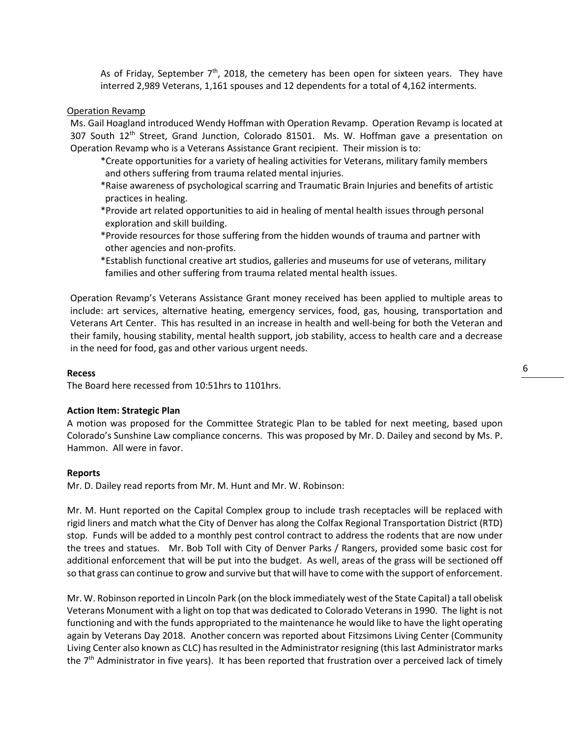As of Friday, September 7th, 2018, the cemetery has been open for sixteen years. They have interred 2,989 Veterans, 1,161 spouses and 12 dependents for a total of 4,162 interments.

Operation Revamp

Ms. Gail Hoagland introduced Wendy Hoffman with Operation Revamp. Operation Revamp is located at 307 South 12th Street, Grand Junction, Colorado 81501. Ms. W. Hoffman gave a presentation on Operation Revamp who is a Veterans Assistance Grant recipient. Their mission is to:

*Create opportunities for a variety of healing activities for Veterans, military family members and others suffering from trauma related mental injuries.
*Raise awareness of psychological scarring and Traumatic Brain Injuries and benefits of artistic practices in healing.
*Provide art related opportunities to aid in healing of mental health issues through personal exploration and skill building.
*Provide resources for those suffering from the hidden wounds of trauma and partner with other agencies and non-profits.
*Establish functional creative art studios, galleries and museums for use of veterans, military families and other suffering from trauma related mental health issues.

Operation Revamp's Veterans Assistance Grant money received has been applied to multiple areas to include: art services, alternative heating, emergency services, food, gas, housing, transportation and Veterans Art Center. This has resulted in an increase in health and well-being for both the Veteran and their family, housing stability, mental health support, job stability, access to health care and a decrease in the need for food, gas and other various urgent needs.

**Recess**

The Board here recessed from 10:51hrs to 1101hrs.

**Action Item: Strategic Plan**

A motion was proposed for the Committee Strategic Plan to be tabled for next meeting, based upon Colorado's Sunshine Law compliance concerns. This was proposed by Mr. D. Dailey and second by Ms. P. Hammon. All were in favor.

**Reports**

Mr. D. Dailey read reports from Mr. M. Hunt and Mr. W. Robinson:

Mr. M. Hunt reported on the Capital Complex group to include trash receptacles will be replaced with rigid liners and match what the City of Denver has along the Colfax Regional Transportation District (RTD) stop. Funds will be added to a monthly pest control contract to address the rodents that are now under the trees and statues. Mr. Bob Toll with City of Denver Parks / Rangers, provided some basic cost for additional enforcement that will be put into the budget. As well, areas of the grass will be sectioned off so that grass can continue to grow and survive but that will have to come with the support of enforcement.

Mr. W. Robinson reported in Lincoln Park (on the block immediately west of the State Capital) a tall obelisk Veterans Monument with a light on top that was dedicated to Colorado Veterans in 1990. The light is not functioning and with the funds appropriated to the maintenance he would like to have the light operating again by Veterans Day 2018. Another concern was reported about Fitzsimons Living Center (Community Living Center also known as CLC) has resulted in the Administrator resigning (this last Administrator marks the 7th Administrator in five years). It has been reported that frustration over a perceived lack of timely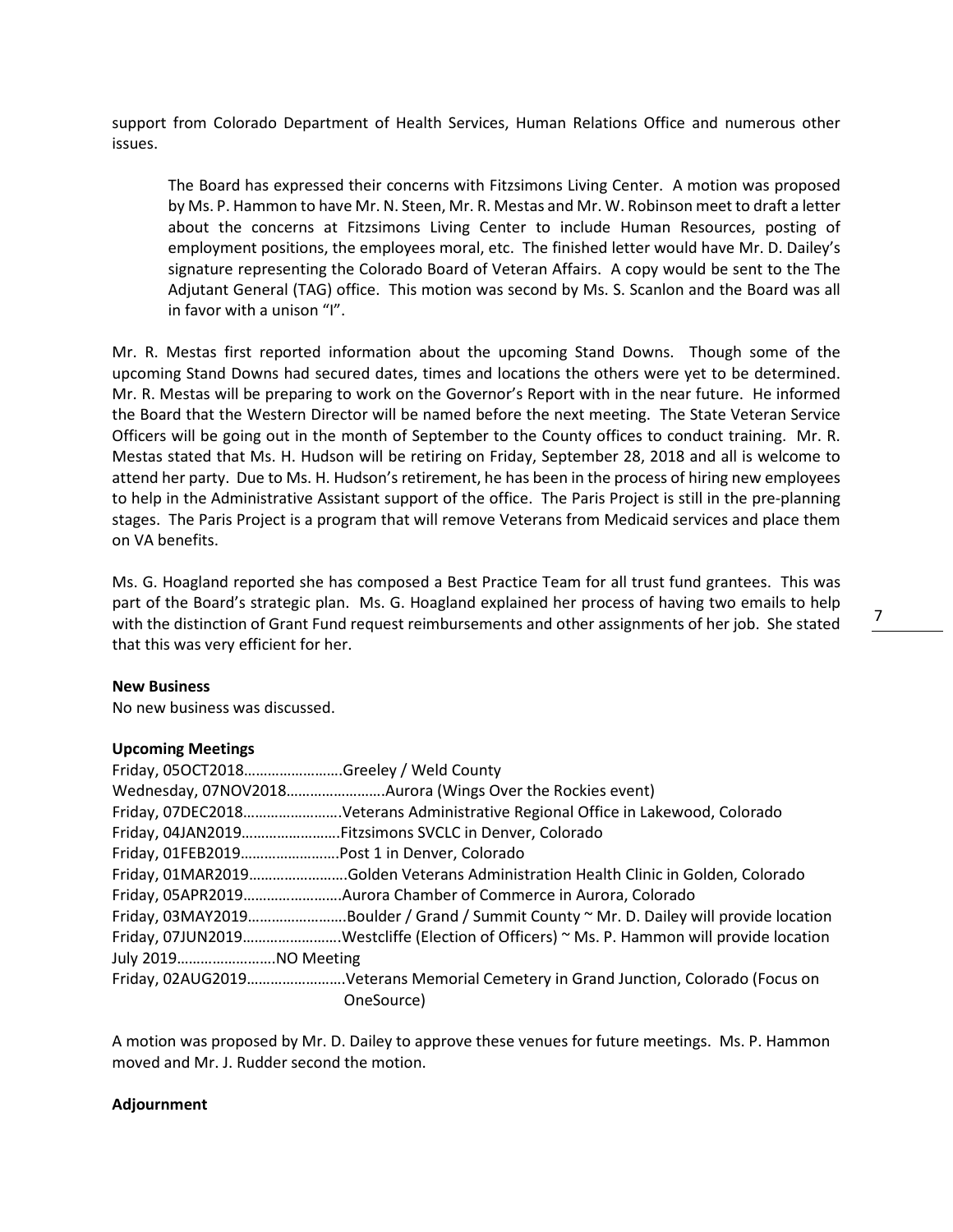support from Colorado Department of Health Services, Human Relations Office and numerous other issues.

> The Board has expressed their concerns with Fitzsimons Living Center. A motion was proposed by Ms. P. Hammon to have Mr. N. Steen, Mr. R. Mestas and Mr. W. Robinson meet to draft a letter about the concerns at Fitzsimons Living Center to include Human Resources, posting of employment positions, the employees moral, etc. The finished letter would have Mr. D. Dailey's signature representing the Colorado Board of Veteran Affairs. A copy would be sent to the The Adjutant General (TAG) office. This motion was second by Ms. S. Scanlon and the Board was all in favor with a unison "I".

Mr. R. Mestas first reported information about the upcoming Stand Downs. Though some of the upcoming Stand Downs had secured dates, times and locations the others were yet to be determined. Mr. R. Mestas will be preparing to work on the Governor's Report with in the near future. He informed the Board that the Western Director will be named before the next meeting. The State Veteran Service Officers will be going out in the month of September to the County offices to conduct training. Mr. R. Mestas stated that Ms. H. Hudson will be retiring on Friday, September 28, 2018 and all is welcome to attend her party. Due to Ms. H. Hudson's retirement, he has been in the process of hiring new employees to help in the Administrative Assistant support of the office. The Paris Project is still in the pre-planning stages. The Paris Project is a program that will remove Veterans from Medicaid services and place them on VA benefits.

Ms. G. Hoagland reported she has composed a Best Practice Team for all trust fund grantees. This was part of the Board's strategic plan. Ms. G. Hoagland explained her process of having two emails to help with the distinction of Grant Fund request reimbursements and other assignments of her job. She stated that this was very efficient for her.

**New Business**

No new business was discussed.

**Upcoming Meetings**

Friday, 05OCT2018……………………Greeley / Weld County
Wednesday, 07NOV2018……………………Aurora (Wings Over the Rockies event)
Friday, 07DEC2018……………………Veterans Administrative Regional Office in Lakewood, Colorado
Friday, 04JAN2019……………………Fitzsimons SVCLC in Denver, Colorado
Friday, 01FEB2019……………………Post 1 in Denver, Colorado
Friday, 01MAR2019……………………Golden Veterans Administration Health Clinic in Golden, Colorado
Friday, 05APR2019……………………Aurora Chamber of Commerce in Aurora, Colorado
Friday, 03MAY2019……………………Boulder / Grand / Summit County ~ Mr. D. Dailey will provide location
Friday, 07JUN2019……………………Westcliffe (Election of Officers) ~ Ms. P. Hammon will provide location
July 2019……………………NO Meeting
Friday, 02AUG2019……………………Veterans Memorial Cemetery in Grand Junction, Colorado (Focus on OneSource)

A motion was proposed by Mr. D. Dailey to approve these venues for future meetings. Ms. P. Hammon moved and Mr. J. Rudder second the motion.

**Adjournment**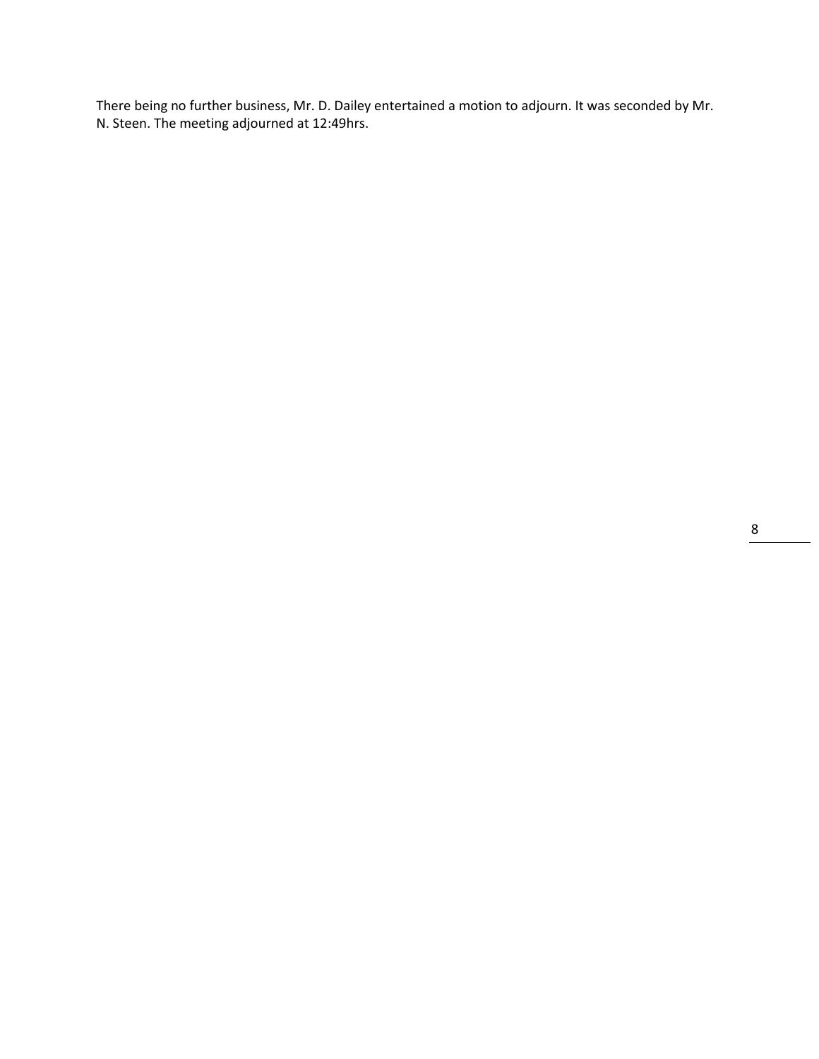There being no further business, Mr. D. Dailey entertained a motion to adjourn. It was seconded by Mr. N. Steen. The meeting adjourned at 12:49hrs.